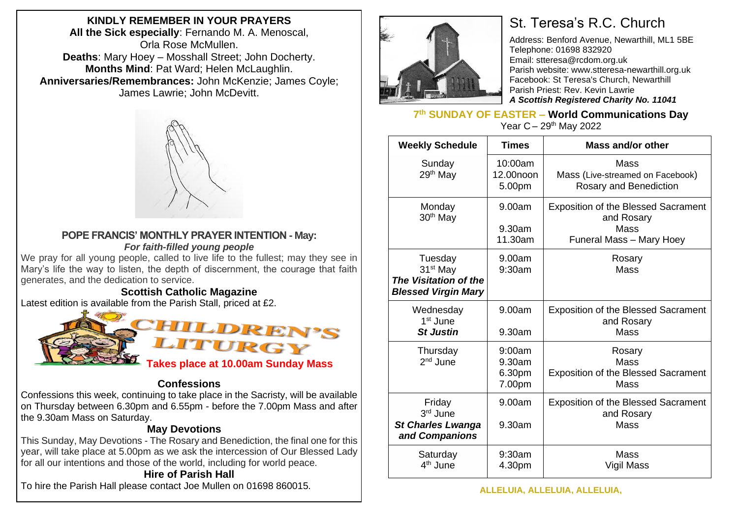## KINDLY REMEMBER IN YOUR PRAYERS

**All the Sick especially**: Fernando M. A. Menoscal, Orla Rose McMullen.
**Deaths**: Mary Hoey – Mosshall Street; John Docherty.
**Months Mind**: Pat Ward; Helen McLaughlin.
**Anniversaries/Remembrances:** John McKenzie; James Coyle; James Lawrie; John McDevitt.

### POPE FRANCIS' MONTHLY PRAYER INTENTION - May:

***For faith-filled young people***

We pray for all young people, called to live life to the fullest; may they see in Mary's life the way to listen, the depth of discernment, the courage that faith generates, and the dedication to service.

### Scottish Catholic Magazine

Latest edition is available from the Parish Stall, priced at £2.

### CHILDREN'S LITURGY

**Takes place at 10.00am Sunday Mass**

### Confessions

Confessions this week, continuing to take place in the Sacristy, will be available on Thursday between 6.30pm and 6.55pm - before the 7.00pm Mass and after the 9.30am Mass on Saturday.

### May Devotions

This Sunday, May Devotions - The Rosary and Benediction, the final one for this year, will take place at 5.00pm as we ask the intercession of Our Blessed Lady for all our intentions and those of the world, including for world peace.

### Hire of Parish Hall

To hire the Parish Hall please contact Joe Mullen on 01698 860015.

# St. Teresa's R.C. Church

Address: Benford Avenue, Newarthill, ML1 5BE
Telephone: 01698 832920
Email: stteresa@rcdom.org.uk
Parish website: www.stteresa-newarthill.org.uk
Facebook: St Teresa's Church, Newarthill
Parish Priest: Rev. Kevin Lawrie
***A Scottish Registered Charity No. 11041***

## 7th SUNDAY OF EASTER – World Communications Day

Year C – 29th May 2022

| Weekly Schedule | Times | Mass and/or other |
|---|---|---|
| Sunday 29th May | 10:00am<br>12.00noon<br>5.00pm | Mass<br>Mass (Live-streamed on Facebook)<br>Rosary and Benediction |
| Monday 30th May | 9.00am<br>9.30am<br>11.30am | Exposition of the Blessed Sacrament and Rosary<br>Mass<br>Funeral Mass – Mary Hoey |
| Tuesday 31st May<br>***The Visitation of the Blessed Virgin Mary*** | 9.00am<br>9:30am | Rosary<br>Mass |
| Wednesday 1st June<br>***St Justin*** | 9.00am<br>9.30am | Exposition of the Blessed Sacrament and Rosary<br>Mass |
| Thursday 2nd June | 9:00am<br>9.30am<br>6.30pm<br>7.00pm | Rosary<br>Mass<br>Exposition of the Blessed Sacrament<br>Mass |
| Friday 3rd June<br>***St Charles Lwanga and Companions*** | 9.00am<br>9.30am | Exposition of the Blessed Sacrament and Rosary<br>Mass |
| Saturday 4th June | 9:30am<br>4.30pm | Mass<br>Vigil Mass |

**ALLELUIA, ALLELUIA, ALLELUIA,**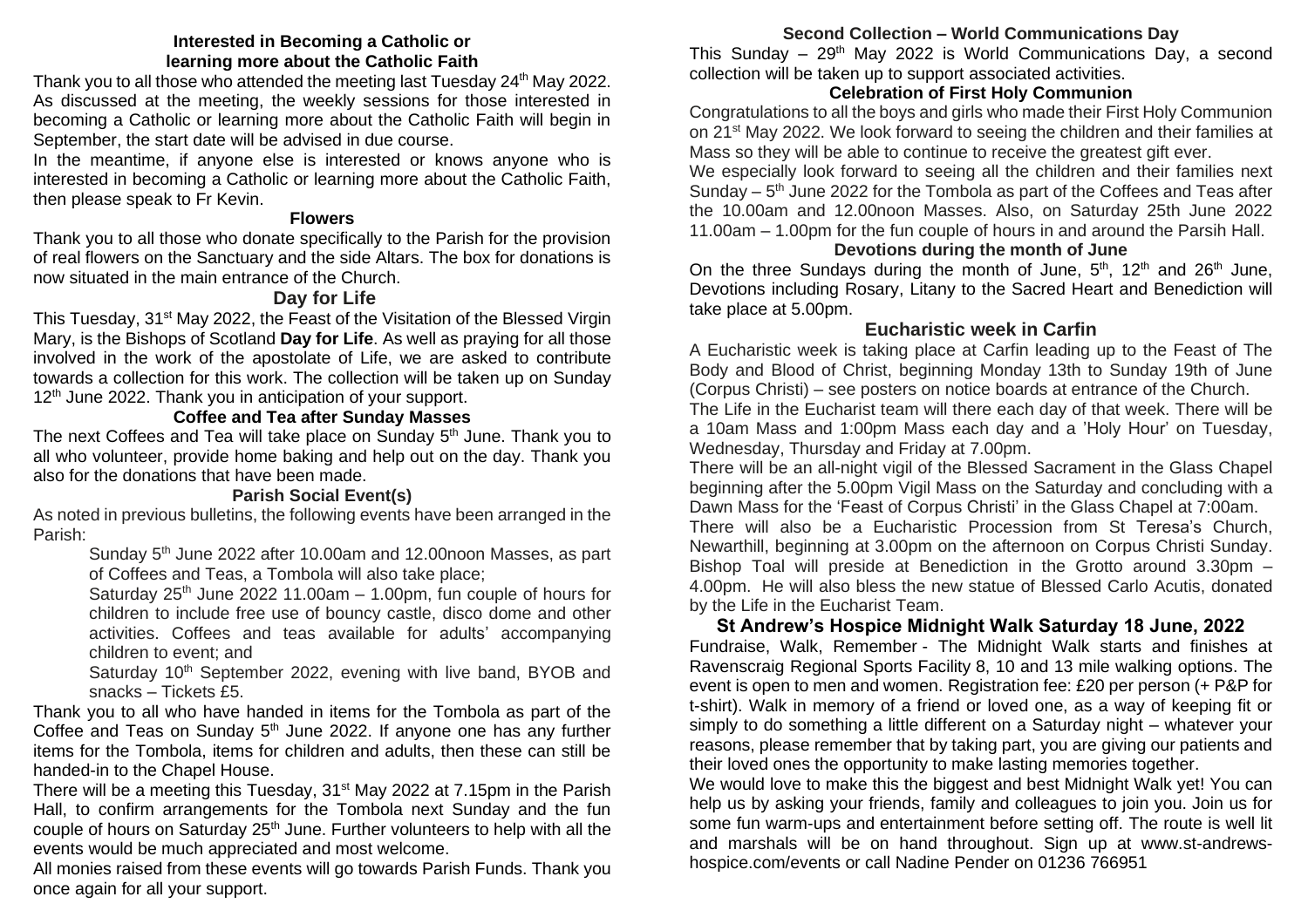### Interested in Becoming a Catholic or learning more about the Catholic Faith

Thank you to all those who attended the meeting last Tuesday 24th May 2022. As discussed at the meeting, the weekly sessions for those interested in becoming a Catholic or learning more about the Catholic Faith will begin in September, the start date will be advised in due course.

In the meantime, if anyone else is interested or knows anyone who is interested in becoming a Catholic or learning more about the Catholic Faith, then please speak to Fr Kevin.

### Flowers

Thank you to all those who donate specifically to the Parish for the provision of real flowers on the Sanctuary and the side Altars. The box for donations is now situated in the main entrance of the Church.

### Day for Life

This Tuesday, 31st May 2022, the Feast of the Visitation of the Blessed Virgin Mary, is the Bishops of Scotland **Day for Life**. As well as praying for all those involved in the work of the apostolate of Life, we are asked to contribute towards a collection for this work. The collection will be taken up on Sunday 12th June 2022. Thank you in anticipation of your support.

### Coffee and Tea after Sunday Masses

The next Coffees and Tea will take place on Sunday 5th June. Thank you to all who volunteer, provide home baking and help out on the day. Thank you also for the donations that have been made.

### Parish Social Event(s)

As noted in previous bulletins, the following events have been arranged in the Parish:

Sunday 5th June 2022 after 10.00am and 12.00noon Masses, as part of Coffees and Teas, a Tombola will also take place;

Saturday 25th June 2022 11.00am – 1.00pm, fun couple of hours for children to include free use of bouncy castle, disco dome and other activities. Coffees and teas available for adults' accompanying children to event; and

Saturday 10th September 2022, evening with live band, BYOB and snacks – Tickets £5.

Thank you to all who have handed in items for the Tombola as part of the Coffee and Teas on Sunday 5th June 2022. If anyone one has any further items for the Tombola, items for children and adults, then these can still be handed-in to the Chapel House.

There will be a meeting this Tuesday, 31st May 2022 at 7.15pm in the Parish Hall, to confirm arrangements for the Tombola next Sunday and the fun couple of hours on Saturday 25th June. Further volunteers to help with all the events would be much appreciated and most welcome.

All monies raised from these events will go towards Parish Funds. Thank you once again for all your support.

### Second Collection – World Communications Day

This Sunday – 29th May 2022 is World Communications Day, a second collection will be taken up to support associated activities.

### Celebration of First Holy Communion

Congratulations to all the boys and girls who made their First Holy Communion on 21st May 2022. We look forward to seeing the children and their families at Mass so they will be able to continue to receive the greatest gift ever.

We especially look forward to seeing all the children and their families next Sunday – 5th June 2022 for the Tombola as part of the Coffees and Teas after the 10.00am and 12.00noon Masses. Also, on Saturday 25th June 2022 11.00am – 1.00pm for the fun couple of hours in and around the Parsih Hall.

### Devotions during the month of June

On the three Sundays during the month of June, 5th, 12th and 26th June, Devotions including Rosary, Litany to the Sacred Heart and Benediction will take place at 5.00pm.

### Eucharistic week in Carfin

A Eucharistic week is taking place at Carfin leading up to the Feast of The Body and Blood of Christ, beginning Monday 13th to Sunday 19th of June (Corpus Christi) – see posters on notice boards at entrance of the Church.

The Life in the Eucharist team will there each day of that week. There will be a 10am Mass and 1:00pm Mass each day and a 'Holy Hour' on Tuesday, Wednesday, Thursday and Friday at 7.00pm.

There will be an all-night vigil of the Blessed Sacrament in the Glass Chapel beginning after the 5.00pm Vigil Mass on the Saturday and concluding with a Dawn Mass for the 'Feast of Corpus Christi' in the Glass Chapel at 7:00am.

There will also be a Eucharistic Procession from St Teresa's Church, Newarthill, beginning at 3.00pm on the afternoon on Corpus Christi Sunday. Bishop Toal will preside at Benediction in the Grotto around 3.30pm – 4.00pm. He will also bless the new statue of Blessed Carlo Acutis, donated by the Life in the Eucharist Team.

### St Andrew's Hospice Midnight Walk Saturday 18 June, 2022

Fundraise, Walk, Remember - The Midnight Walk starts and finishes at Ravenscraig Regional Sports Facility 8, 10 and 13 mile walking options. The event is open to men and women. Registration fee: £20 per person (+ P&P for t-shirt). Walk in memory of a friend or loved one, as a way of keeping fit or simply to do something a little different on a Saturday night – whatever your reasons, please remember that by taking part, you are giving our patients and their loved ones the opportunity to make lasting memories together.

We would love to make this the biggest and best Midnight Walk yet! You can help us by asking your friends, family and colleagues to join you. Join us for some fun warm-ups and entertainment before setting off. The route is well lit and marshals will be on hand throughout. Sign up at www.st-andrews-hospice.com/events or call Nadine Pender on 01236 766951